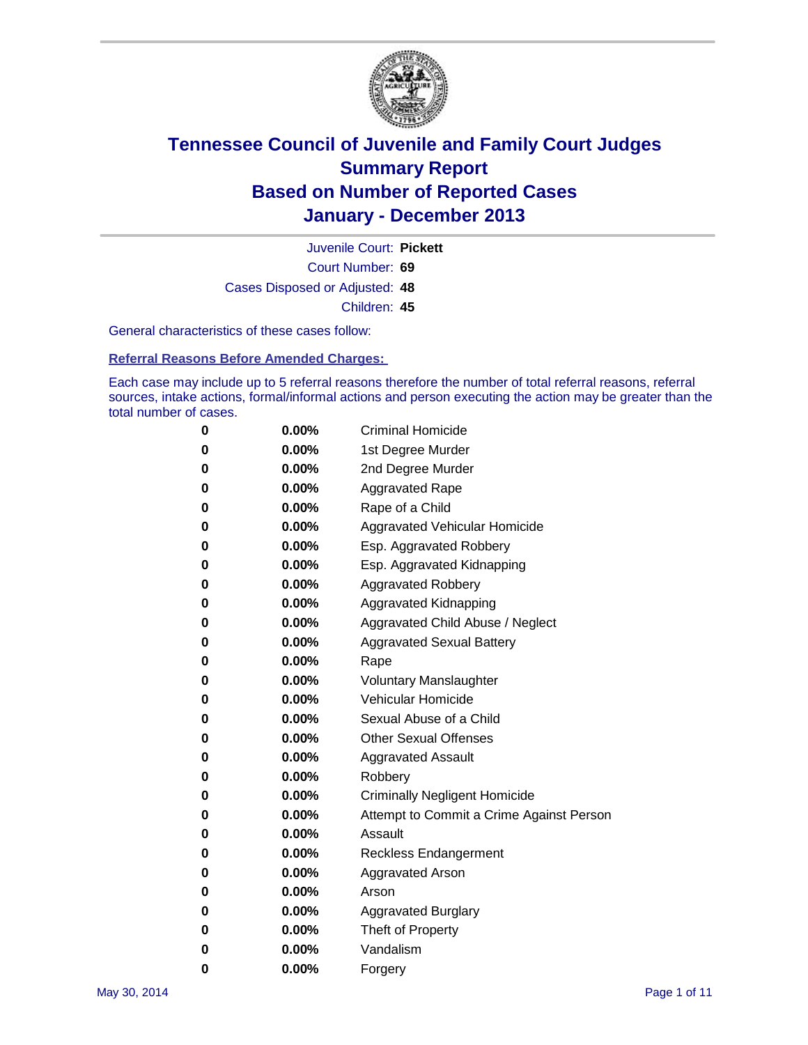# Tennessee Council of Juvenile and Family Court Judges
# Summary Report
# Based on Number of Reported Cases
# January - December 2013

Juvenile Court: **Pickett**

Court Number: **69**

Cases Disposed or Adjusted: **48**

Children: **45**

General characteristics of these cases follow:

**Referral Reasons Before Amended Charges:**

Each case may include up to 5 referral reasons therefore the number of total referral reasons, referral sources, intake actions, formal/informal actions and person executing the action may be greater than the total number of cases.

| | | |
|---|---|---|
| 0 | 0.00% | Criminal Homicide |
| 0 | 0.00% | 1st Degree Murder |
| 0 | 0.00% | 2nd Degree Murder |
| 0 | 0.00% | Aggravated Rape |
| 0 | 0.00% | Rape of a Child |
| 0 | 0.00% | Aggravated Vehicular Homicide |
| 0 | 0.00% | Esp. Aggravated Robbery |
| 0 | 0.00% | Esp. Aggravated Kidnapping |
| 0 | 0.00% | Aggravated Robbery |
| 0 | 0.00% | Aggravated Kidnapping |
| 0 | 0.00% | Aggravated Child Abuse / Neglect |
| 0 | 0.00% | Aggravated Sexual Battery |
| 0 | 0.00% | Rape |
| 0 | 0.00% | Voluntary Manslaughter |
| 0 | 0.00% | Vehicular Homicide |
| 0 | 0.00% | Sexual Abuse of a Child |
| 0 | 0.00% | Other Sexual Offenses |
| 0 | 0.00% | Aggravated Assault |
| 0 | 0.00% | Robbery |
| 0 | 0.00% | Criminally Negligent Homicide |
| 0 | 0.00% | Attempt to Commit a Crime Against Person |
| 0 | 0.00% | Assault |
| 0 | 0.00% | Reckless Endangerment |
| 0 | 0.00% | Aggravated Arson |
| 0 | 0.00% | Arson |
| 0 | 0.00% | Aggravated Burglary |
| 0 | 0.00% | Theft of Property |
| 0 | 0.00% | Vandalism |
| 0 | 0.00% | Forgery |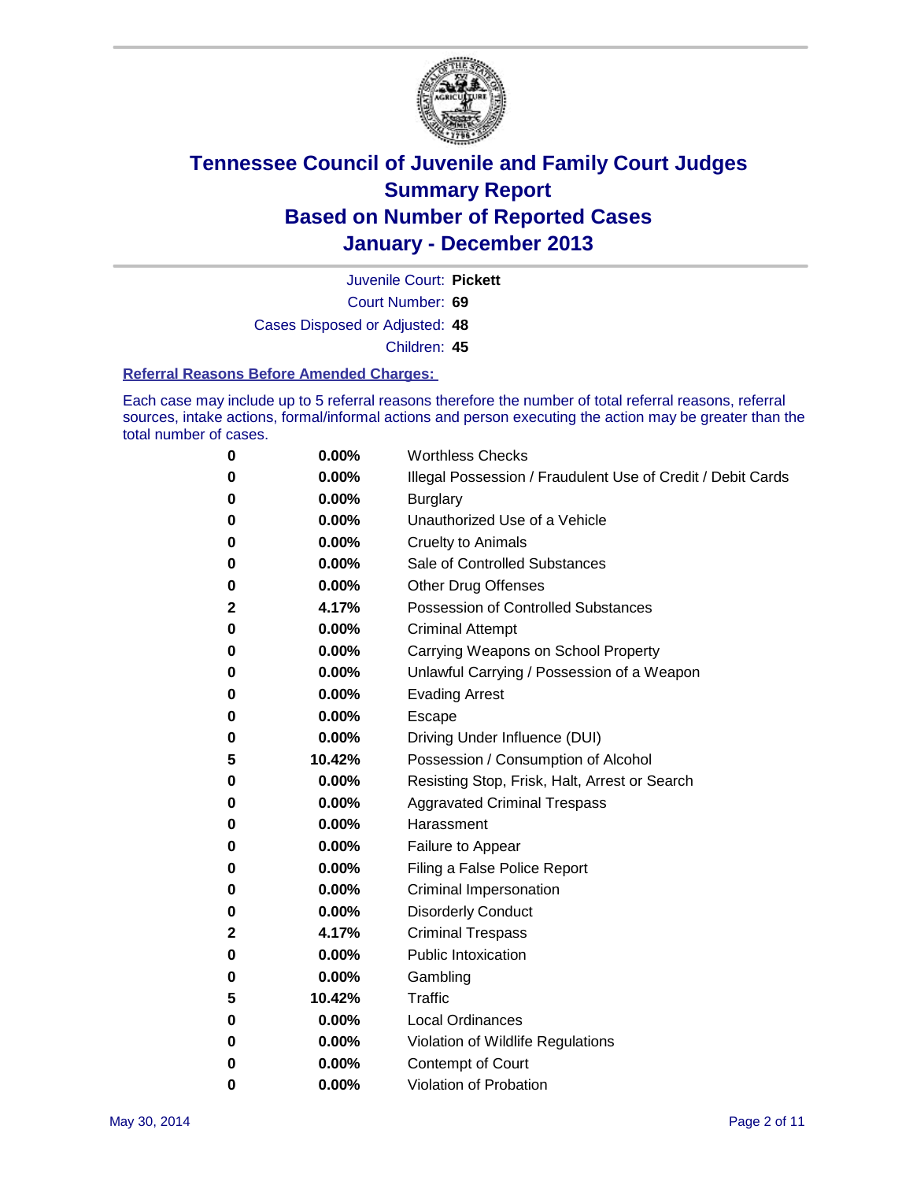# Tennessee Council of Juvenile and Family Court Judges
## Summary Report
## Based on Number of Reported Cases
## January - December 2013

Juvenile Court: **Pickett**
Court Number: **69**
Cases Disposed or Adjusted: **48**
Children: **45**

### Referral Reasons Before Amended Charges:

Each case may include up to 5 referral reasons therefore the number of total referral reasons, referral sources, intake actions, formal/informal actions and person executing the action may be greater than the total number of cases.

| | | |
|---|---|---|
| 0 | 0.00% | Worthless Checks |
| 0 | 0.00% | Illegal Possession / Fraudulent Use of Credit / Debit Cards |
| 0 | 0.00% | Burglary |
| 0 | 0.00% | Unauthorized Use of a Vehicle |
| 0 | 0.00% | Cruelty to Animals |
| 0 | 0.00% | Sale of Controlled Substances |
| 0 | 0.00% | Other Drug Offenses |
| 2 | 4.17% | Possession of Controlled Substances |
| 0 | 0.00% | Criminal Attempt |
| 0 | 0.00% | Carrying Weapons on School Property |
| 0 | 0.00% | Unlawful Carrying / Possession of a Weapon |
| 0 | 0.00% | Evading Arrest |
| 0 | 0.00% | Escape |
| 0 | 0.00% | Driving Under Influence (DUI) |
| 5 | 10.42% | Possession / Consumption of Alcohol |
| 0 | 0.00% | Resisting Stop, Frisk, Halt, Arrest or Search |
| 0 | 0.00% | Aggravated Criminal Trespass |
| 0 | 0.00% | Harassment |
| 0 | 0.00% | Failure to Appear |
| 0 | 0.00% | Filing a False Police Report |
| 0 | 0.00% | Criminal Impersonation |
| 0 | 0.00% | Disorderly Conduct |
| 2 | 4.17% | Criminal Trespass |
| 0 | 0.00% | Public Intoxication |
| 0 | 0.00% | Gambling |
| 5 | 10.42% | Traffic |
| 0 | 0.00% | Local Ordinances |
| 0 | 0.00% | Violation of Wildlife Regulations |
| 0 | 0.00% | Contempt of Court |
| 0 | 0.00% | Violation of Probation |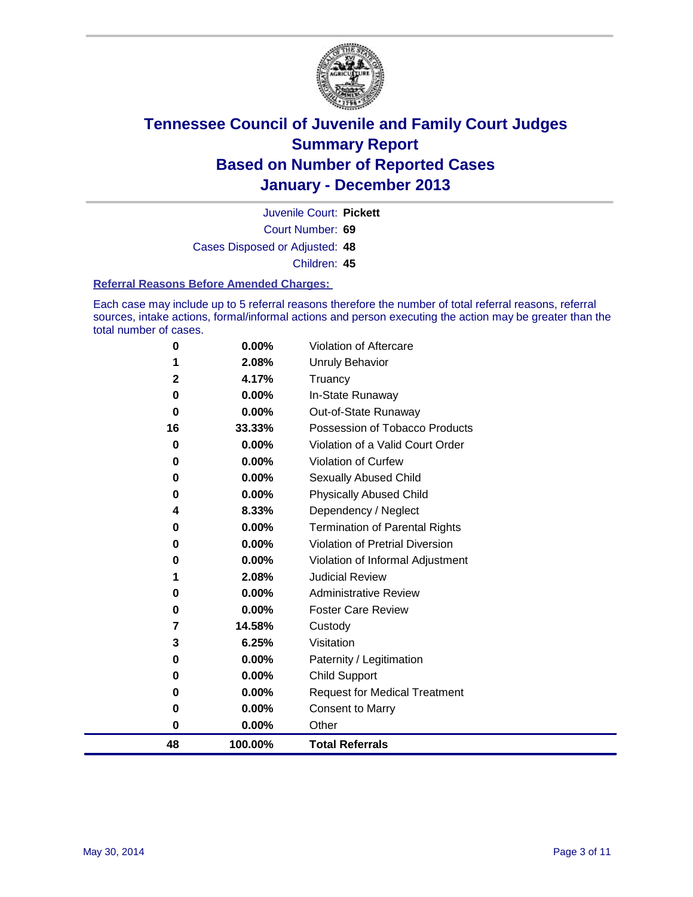# Tennessee Council of Juvenile and Family Court Judges
## Summary Report
## Based on Number of Reported Cases
## January - December 2013

Juvenile Court: **Pickett**

Court Number: **69**

Cases Disposed or Adjusted: **48**

Children: **45**

### Referral Reasons Before Amended Charges:

Each case may include up to 5 referral reasons therefore the number of total referral reasons, referral sources, intake actions, formal/informal actions and person executing the action may be greater than the total number of cases.

| Count | Percent | Referral Reason |
|---|---|---|
| 0 | 0.00% | Violation of Aftercare |
| 1 | 2.08% | Unruly Behavior |
| 2 | 4.17% | Truancy |
| 0 | 0.00% | In-State Runaway |
| 0 | 0.00% | Out-of-State Runaway |
| 16 | 33.33% | Possession of Tobacco Products |
| 0 | 0.00% | Violation of a Valid Court Order |
| 0 | 0.00% | Violation of Curfew |
| 0 | 0.00% | Sexually Abused Child |
| 0 | 0.00% | Physically Abused Child |
| 4 | 8.33% | Dependency / Neglect |
| 0 | 0.00% | Termination of Parental Rights |
| 0 | 0.00% | Violation of Pretrial Diversion |
| 0 | 0.00% | Violation of Informal Adjustment |
| 1 | 2.08% | Judicial Review |
| 0 | 0.00% | Administrative Review |
| 0 | 0.00% | Foster Care Review |
| 7 | 14.58% | Custody |
| 3 | 6.25% | Visitation |
| 0 | 0.00% | Paternity / Legitimation |
| 0 | 0.00% | Child Support |
| 0 | 0.00% | Request for Medical Treatment |
| 0 | 0.00% | Consent to Marry |
| 0 | 0.00% | Other |
| **48** | **100.00%** | **Total Referrals** |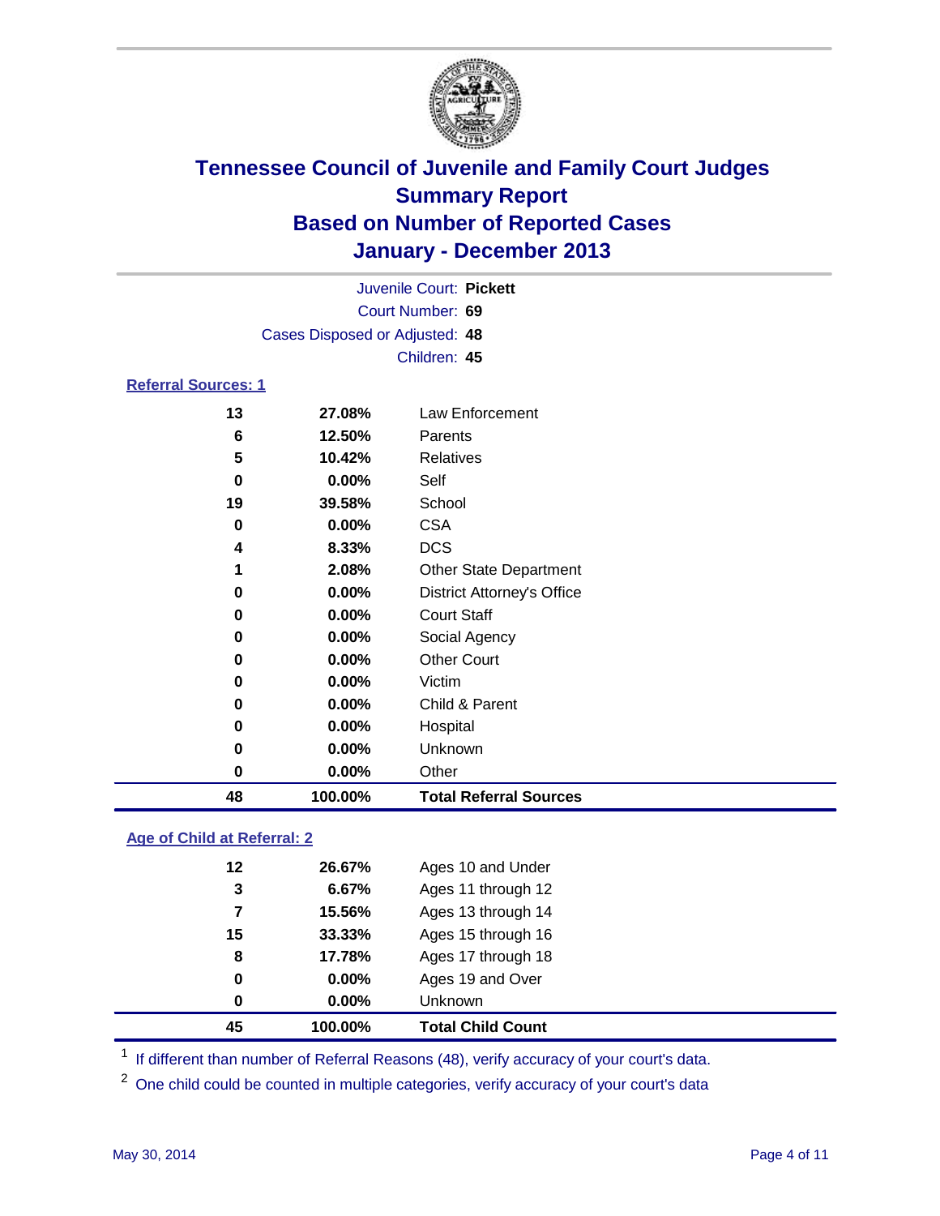# Tennessee Council of Juvenile and Family Court Judges
## Summary Report
## Based on Number of Reported Cases
## January - December 2013

Juvenile Court: **Pickett**
Court Number: **69**
Cases Disposed or Adjusted: **48**
Children: **45**

### Referral Sources: 1

| | | |
|---|---|---|
| 13 | 27.08% | Law Enforcement |
| 6 | 12.50% | Parents |
| 5 | 10.42% | Relatives |
| 0 | 0.00% | Self |
| 19 | 39.58% | School |
| 0 | 0.00% | CSA |
| 4 | 8.33% | DCS |
| 1 | 2.08% | Other State Department |
| 0 | 0.00% | District Attorney's Office |
| 0 | 0.00% | Court Staff |
| 0 | 0.00% | Social Agency |
| 0 | 0.00% | Other Court |
| 0 | 0.00% | Victim |
| 0 | 0.00% | Child & Parent |
| 0 | 0.00% | Hospital |
| 0 | 0.00% | Unknown |
| 0 | 0.00% | Other |
| **48** | **100.00%** | **Total Referral Sources** |

### Age of Child at Referral: 2

| | | |
|---|---|---|
| 12 | 26.67% | Ages 10 and Under |
| 3 | 6.67% | Ages 11 through 12 |
| 7 | 15.56% | Ages 13 through 14 |
| 15 | 33.33% | Ages 15 through 16 |
| 8 | 17.78% | Ages 17 through 18 |
| 0 | 0.00% | Ages 19 and Over |
| 0 | 0.00% | Unknown |
| **45** | **100.00%** | **Total Child Count** |

[1] If different than number of Referral Reasons (48), verify accuracy of your court's data.

[2] One child could be counted in multiple categories, verify accuracy of your court's data

May 30, 2014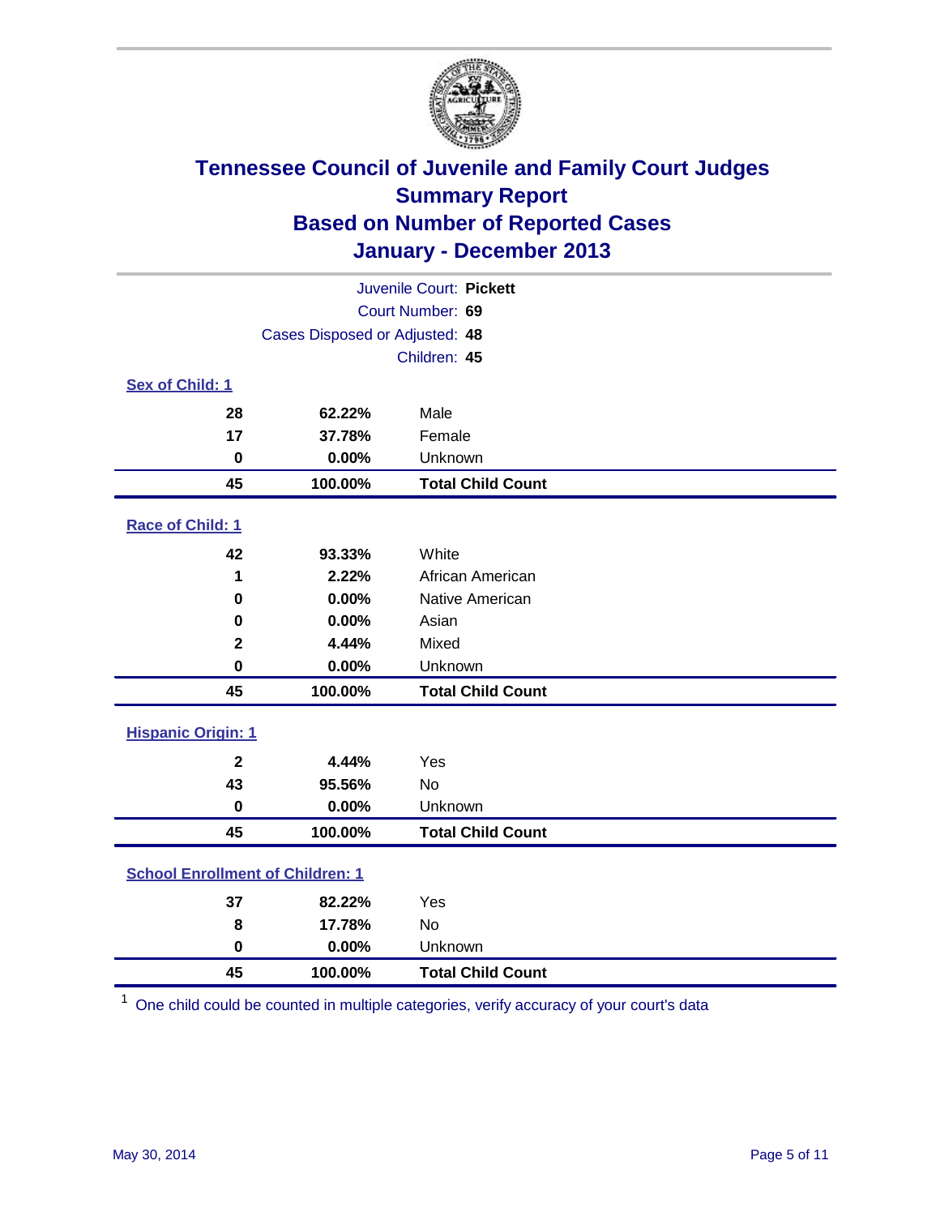# Tennessee Council of Juvenile and Family Court Judges
## Summary Report
## Based on Number of Reported Cases
## January - December 2013

Juvenile Court: **Pickett**
Court Number: **69**
Cases Disposed or Adjusted: **48**
Children: **45**

### Sex of Child: 1

| Count | Percent | Category |
|---|---|---|
| **28** | **62.22%** | Male |
| **17** | **37.78%** | Female |
| **0** | **0.00%** | Unknown |
| **45** | **100.00%** | **Total Child Count** |

### Race of Child: 1

| Count | Percent | Category |
|---|---|---|
| **42** | **93.33%** | White |
| **1** | **2.22%** | African American |
| **0** | **0.00%** | Native American |
| **0** | **0.00%** | Asian |
| **2** | **4.44%** | Mixed |
| **0** | **0.00%** | Unknown |
| **45** | **100.00%** | **Total Child Count** |

### Hispanic Origin: 1

| Count | Percent | Category |
|---|---|---|
| **2** | **4.44%** | Yes |
| **43** | **95.56%** | No |
| **0** | **0.00%** | Unknown |
| **45** | **100.00%** | **Total Child Count** |

### School Enrollment of Children: 1

| Count | Percent | Category |
|---|---|---|
| **37** | **82.22%** | Yes |
| **8** | **17.78%** | No |
| **0** | **0.00%** | Unknown |
| **45** | **100.00%** | **Total Child Count** |

[1] One child could be counted in multiple categories, verify accuracy of your court's data

May 30, 2014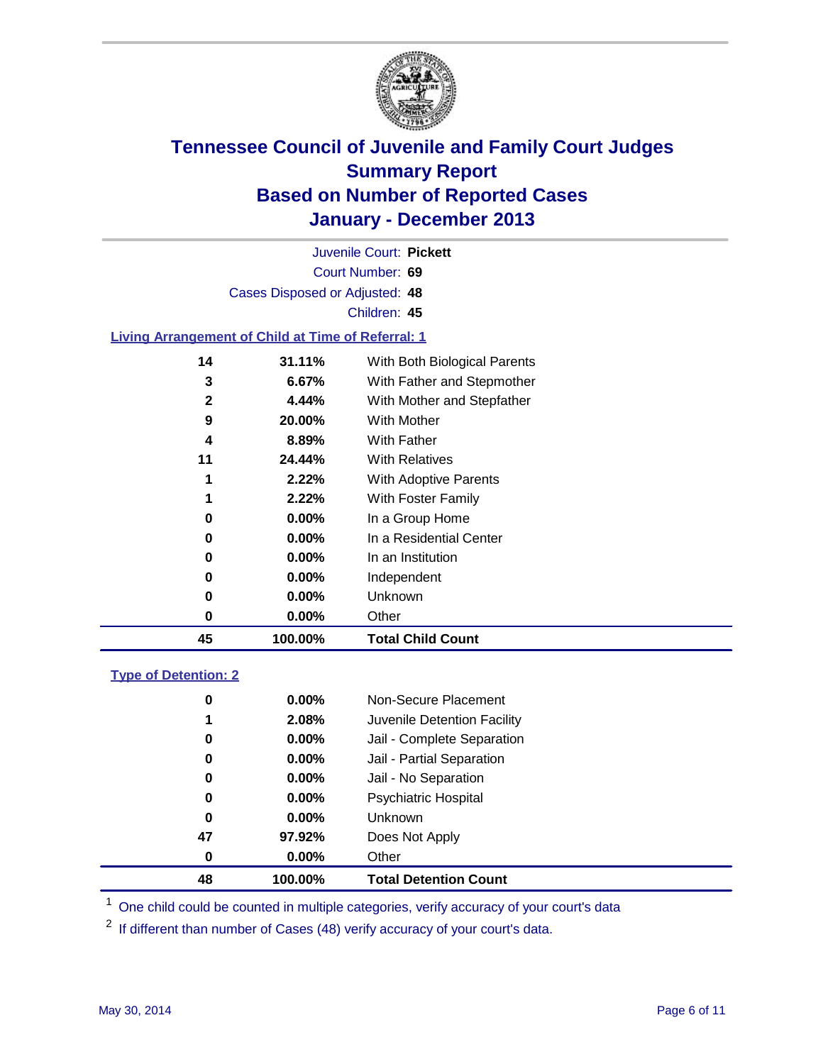# Tennessee Council of Juvenile and Family Court Judges
## Summary Report
## Based on Number of Reported Cases
## January - December 2013

Juvenile Court: **Pickett**
Court Number: **69**
Cases Disposed or Adjusted: **48**
Children: **45**

### Living Arrangement of Child at Time of Referral: 1

| Count | Percent | Category |
|---|---|---|
| 14 | 31.11% | With Both Biological Parents |
| 3 | 6.67% | With Father and Stepmother |
| 2 | 4.44% | With Mother and Stepfather |
| 9 | 20.00% | With Mother |
| 4 | 8.89% | With Father |
| 11 | 24.44% | With Relatives |
| 1 | 2.22% | With Adoptive Parents |
| 1 | 2.22% | With Foster Family |
| 0 | 0.00% | In a Group Home |
| 0 | 0.00% | In a Residential Center |
| 0 | 0.00% | In an Institution |
| 0 | 0.00% | Independent |
| 0 | 0.00% | Unknown |
| 0 | 0.00% | Other |
| **45** | **100.00%** | **Total Child Count** |

### Type of Detention: 2

| Count | Percent | Category |
|---|---|---|
| 0 | 0.00% | Non-Secure Placement |
| 1 | 2.08% | Juvenile Detention Facility |
| 0 | 0.00% | Jail - Complete Separation |
| 0 | 0.00% | Jail - Partial Separation |
| 0 | 0.00% | Jail - No Separation |
| 0 | 0.00% | Psychiatric Hospital |
| 0 | 0.00% | Unknown |
| 47 | 97.92% | Does Not Apply |
| 0 | 0.00% | Other |
| **48** | **100.00%** | **Total Detention Count** |

[1] One child could be counted in multiple categories, verify accuracy of your court's data

[2] If different than number of Cases (48) verify accuracy of your court's data.

May 30, 2014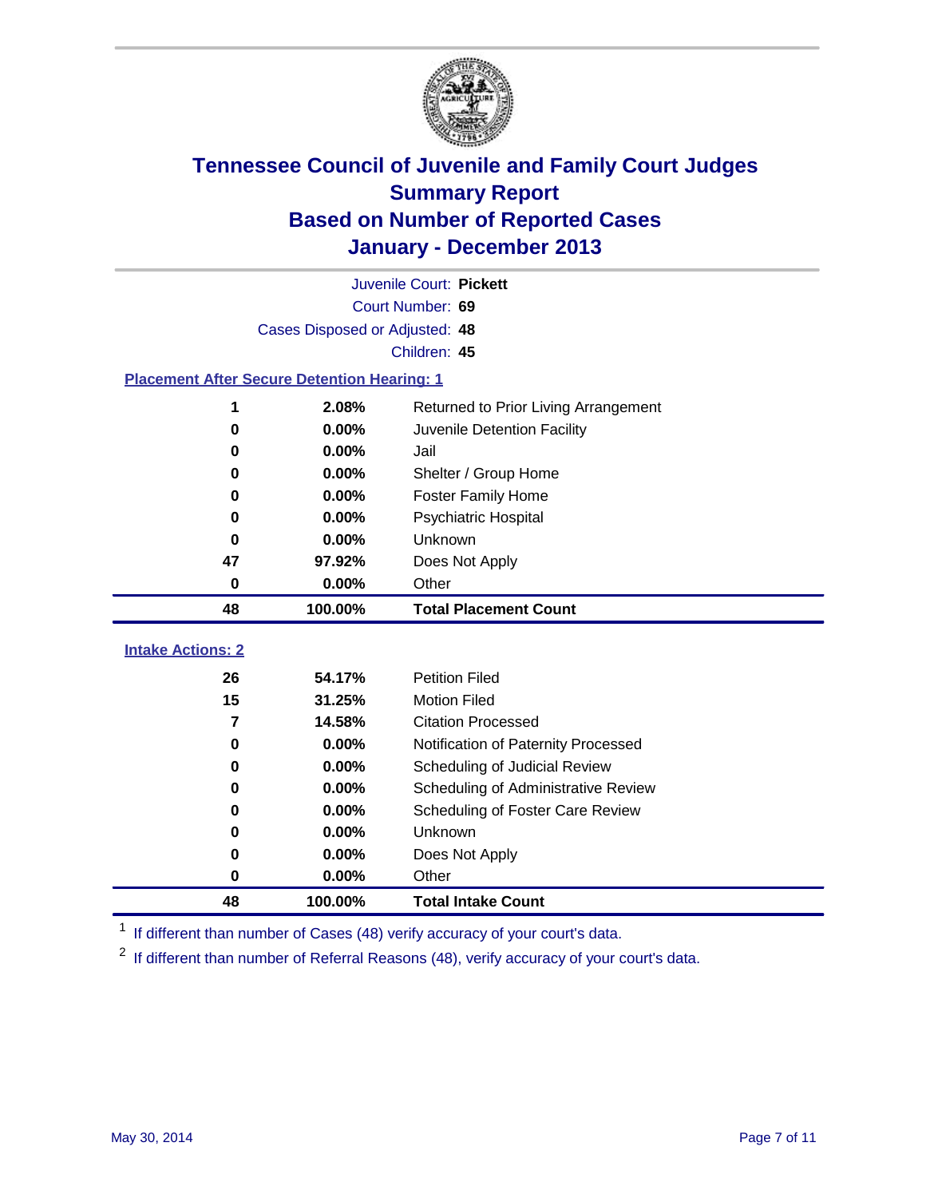# Tennessee Council of Juvenile and Family Court Judges
## Summary Report
## Based on Number of Reported Cases
## January - December 2013

Juvenile Court: **Pickett**
Court Number: **69**
Cases Disposed or Adjusted: **48**
Children: **45**

### Placement After Secure Detention Hearing: 1

| Count | Percent | Placement |
|---|---|---|
| 1 | 2.08% | Returned to Prior Living Arrangement |
| 0 | 0.00% | Juvenile Detention Facility |
| 0 | 0.00% | Jail |
| 0 | 0.00% | Shelter / Group Home |
| 0 | 0.00% | Foster Family Home |
| 0 | 0.00% | Psychiatric Hospital |
| 0 | 0.00% | Unknown |
| 47 | 97.92% | Does Not Apply |
| 0 | 0.00% | Other |
| **48** | **100.00%** | **Total Placement Count** |

### Intake Actions: 2

| Count | Percent | Intake Action |
|---|---|---|
| 26 | 54.17% | Petition Filed |
| 15 | 31.25% | Motion Filed |
| 7 | 14.58% | Citation Processed |
| 0 | 0.00% | Notification of Paternity Processed |
| 0 | 0.00% | Scheduling of Judicial Review |
| 0 | 0.00% | Scheduling of Administrative Review |
| 0 | 0.00% | Scheduling of Foster Care Review |
| 0 | 0.00% | Unknown |
| 0 | 0.00% | Does Not Apply |
| 0 | 0.00% | Other |
| **48** | **100.00%** | **Total Intake Count** |

[1] If different than number of Cases (48) verify accuracy of your court's data.

[2] If different than number of Referral Reasons (48), verify accuracy of your court's data.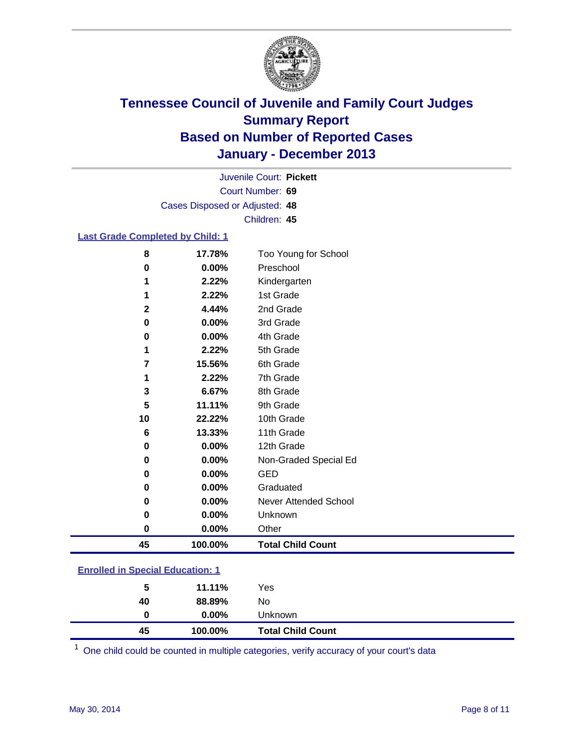# Tennessee Council of Juvenile and Family Court Judges
## Summary Report
## Based on Number of Reported Cases
## January - December 2013

Juvenile Court: **Pickett**
Court Number: **69**
Cases Disposed or Adjusted: **48**
Children: **45**

### Last Grade Completed by Child: [1]

| Count | Percent | Category |
|---|---|---|
| 8 | 17.78% | Too Young for School |
| 0 | 0.00% | Preschool |
| 1 | 2.22% | Kindergarten |
| 1 | 2.22% | 1st Grade |
| 2 | 4.44% | 2nd Grade |
| 0 | 0.00% | 3rd Grade |
| 0 | 0.00% | 4th Grade |
| 1 | 2.22% | 5th Grade |
| 7 | 15.56% | 6th Grade |
| 1 | 2.22% | 7th Grade |
| 3 | 6.67% | 8th Grade |
| 5 | 11.11% | 9th Grade |
| 10 | 22.22% | 10th Grade |
| 6 | 13.33% | 11th Grade |
| 0 | 0.00% | 12th Grade |
| 0 | 0.00% | Non-Graded Special Ed |
| 0 | 0.00% | GED |
| 0 | 0.00% | Graduated |
| 0 | 0.00% | Never Attended School |
| 0 | 0.00% | Unknown |
| 0 | 0.00% | Other |
| **45** | **100.00%** | **Total Child Count** |

### Enrolled in Special Education: [1]

| Count | Percent | Category |
|---|---|---|
| 5 | 11.11% | Yes |
| 40 | 88.89% | No |
| 0 | 0.00% | Unknown |
| **45** | **100.00%** | **Total Child Count** |

[1] One child could be counted in multiple categories, verify accuracy of your court's data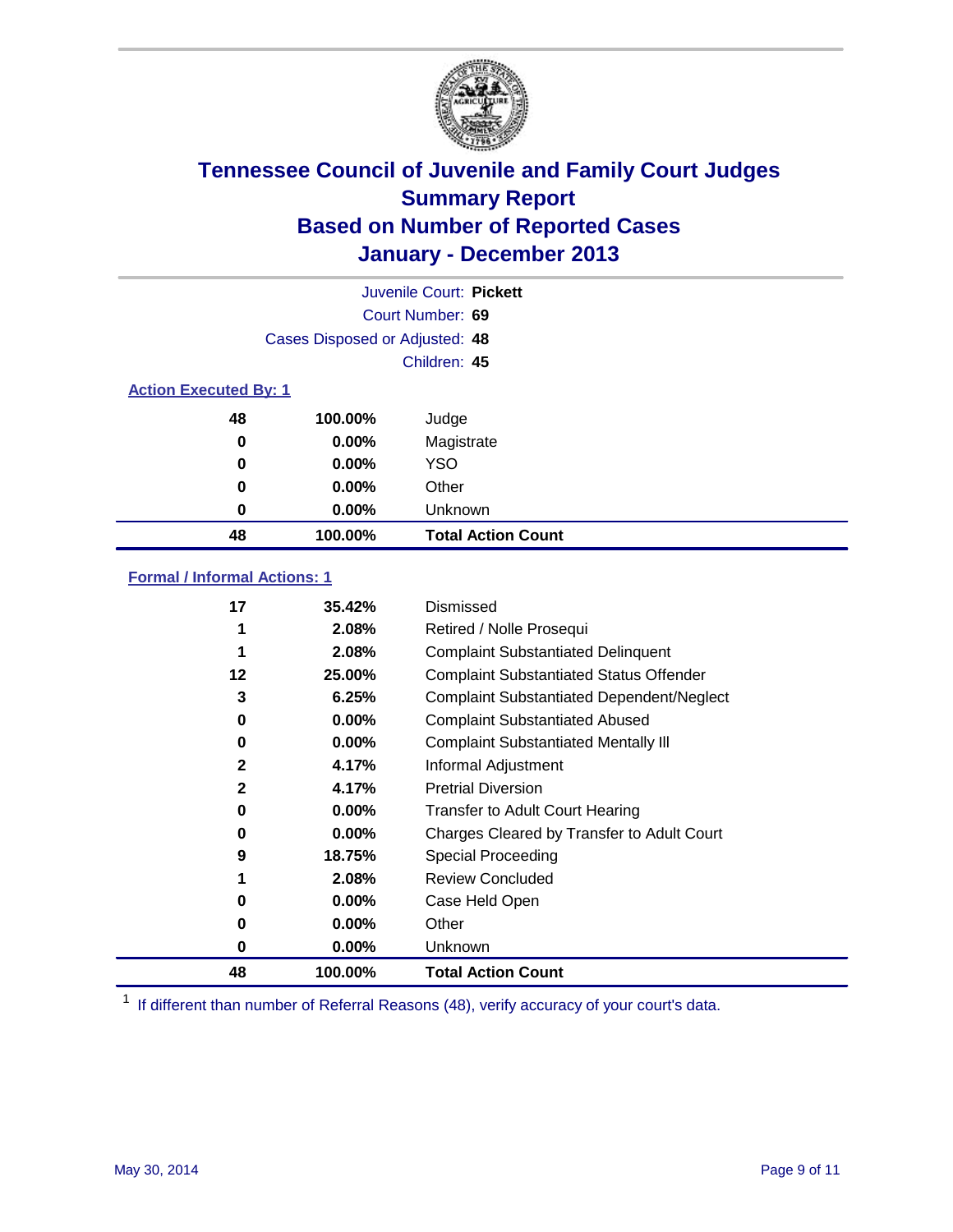# Tennessee Council of Juvenile and Family Court Judges
## Summary Report
## Based on Number of Reported Cases
## January - December 2013

Juvenile Court: **Pickett**
Court Number: **69**
Cases Disposed or Adjusted: **48**
Children: **45**

### Action Executed By: 1

| Count | Percent | Action |
|---|---|---|
| 48 | 100.00% | Judge |
| 0 | 0.00% | Magistrate |
| 0 | 0.00% | YSO |
| 0 | 0.00% | Other |
| 0 | 0.00% | Unknown |
| **48** | **100.00%** | **Total Action Count** |

### Formal / Informal Actions: 1

| Count | Percent | Action |
|---|---|---|
| 17 | 35.42% | Dismissed |
| 1 | 2.08% | Retired / Nolle Prosequi |
| 1 | 2.08% | Complaint Substantiated Delinquent |
| 12 | 25.00% | Complaint Substantiated Status Offender |
| 3 | 6.25% | Complaint Substantiated Dependent/Neglect |
| 0 | 0.00% | Complaint Substantiated Abused |
| 0 | 0.00% | Complaint Substantiated Mentally Ill |
| 2 | 4.17% | Informal Adjustment |
| 2 | 4.17% | Pretrial Diversion |
| 0 | 0.00% | Transfer to Adult Court Hearing |
| 0 | 0.00% | Charges Cleared by Transfer to Adult Court |
| 9 | 18.75% | Special Proceeding |
| 1 | 2.08% | Review Concluded |
| 0 | 0.00% | Case Held Open |
| 0 | 0.00% | Other |
| 0 | 0.00% | Unknown |
| **48** | **100.00%** | **Total Action Count** |

[1] If different than number of Referral Reasons (48), verify accuracy of your court's data.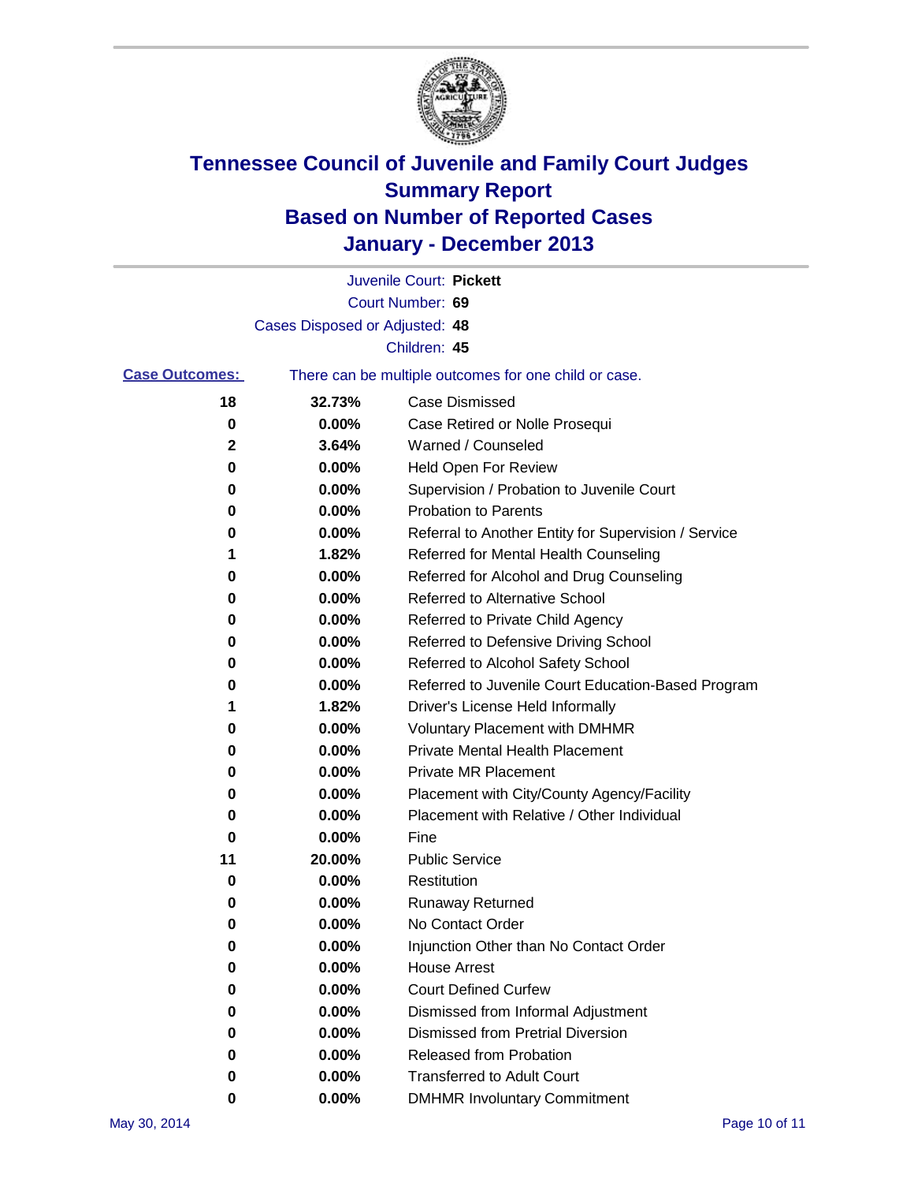# Tennessee Council of Juvenile and Family Court Judges
## Summary Report
## Based on Number of Reported Cases
## January - December 2013

Juvenile Court: **Pickett**

Court Number: **69**

Cases Disposed or Adjusted: **48**

Children: **45**

**Case Outcomes:** There can be multiple outcomes for one child or case.

| Count | Percent | Outcome |
|---|---|---|
| 18 | 32.73% | Case Dismissed |
| 0 | 0.00% | Case Retired or Nolle Prosequi |
| 2 | 3.64% | Warned / Counseled |
| 0 | 0.00% | Held Open For Review |
| 0 | 0.00% | Supervision / Probation to Juvenile Court |
| 0 | 0.00% | Probation to Parents |
| 0 | 0.00% | Referral to Another Entity for Supervision / Service |
| 1 | 1.82% | Referred for Mental Health Counseling |
| 0 | 0.00% | Referred for Alcohol and Drug Counseling |
| 0 | 0.00% | Referred to Alternative School |
| 0 | 0.00% | Referred to Private Child Agency |
| 0 | 0.00% | Referred to Defensive Driving School |
| 0 | 0.00% | Referred to Alcohol Safety School |
| 0 | 0.00% | Referred to Juvenile Court Education-Based Program |
| 1 | 1.82% | Driver's License Held Informally |
| 0 | 0.00% | Voluntary Placement with DMHMR |
| 0 | 0.00% | Private Mental Health Placement |
| 0 | 0.00% | Private MR Placement |
| 0 | 0.00% | Placement with City/County Agency/Facility |
| 0 | 0.00% | Placement with Relative / Other Individual |
| 0 | 0.00% | Fine |
| 11 | 20.00% | Public Service |
| 0 | 0.00% | Restitution |
| 0 | 0.00% | Runaway Returned |
| 0 | 0.00% | No Contact Order |
| 0 | 0.00% | Injunction Other than No Contact Order |
| 0 | 0.00% | House Arrest |
| 0 | 0.00% | Court Defined Curfew |
| 0 | 0.00% | Dismissed from Informal Adjustment |
| 0 | 0.00% | Dismissed from Pretrial Diversion |
| 0 | 0.00% | Released from Probation |
| 0 | 0.00% | Transferred to Adult Court |
| 0 | 0.00% | DMHMR Involuntary Commitment |

May 30, 2014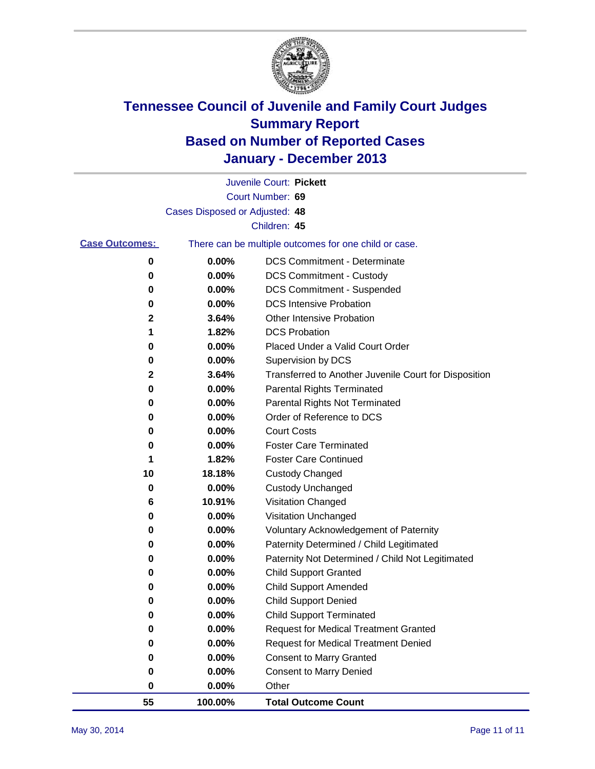# Tennessee Council of Juvenile and Family Court Judges
# Summary Report
# Based on Number of Reported Cases
# January - December 2013

Juvenile Court: **Pickett**

Court Number: **69**

Cases Disposed or Adjusted: **48**

Children: **45**

**Case Outcomes:** There can be multiple outcomes for one child or case.

| | | |
|---|---|---|
| 0 | 0.00% | DCS Commitment - Determinate |
| 0 | 0.00% | DCS Commitment - Custody |
| 0 | 0.00% | DCS Commitment - Suspended |
| 0 | 0.00% | DCS Intensive Probation |
| 2 | 3.64% | Other Intensive Probation |
| 1 | 1.82% | DCS Probation |
| 0 | 0.00% | Placed Under a Valid Court Order |
| 0 | 0.00% | Supervision by DCS |
| 2 | 3.64% | Transferred to Another Juvenile Court for Disposition |
| 0 | 0.00% | Parental Rights Terminated |
| 0 | 0.00% | Parental Rights Not Terminated |
| 0 | 0.00% | Order of Reference to DCS |
| 0 | 0.00% | Court Costs |
| 0 | 0.00% | Foster Care Terminated |
| 1 | 1.82% | Foster Care Continued |
| 10 | 18.18% | Custody Changed |
| 0 | 0.00% | Custody Unchanged |
| 6 | 10.91% | Visitation Changed |
| 0 | 0.00% | Visitation Unchanged |
| 0 | 0.00% | Voluntary Acknowledgement of Paternity |
| 0 | 0.00% | Paternity Determined / Child Legitimated |
| 0 | 0.00% | Paternity Not Determined / Child Not Legitimated |
| 0 | 0.00% | Child Support Granted |
| 0 | 0.00% | Child Support Amended |
| 0 | 0.00% | Child Support Denied |
| 0 | 0.00% | Child Support Terminated |
| 0 | 0.00% | Request for Medical Treatment Granted |
| 0 | 0.00% | Request for Medical Treatment Denied |
| 0 | 0.00% | Consent to Marry Granted |
| 0 | 0.00% | Consent to Marry Denied |
| 0 | 0.00% | Other |
| **55** | **100.00%** | **Total Outcome Count** |

May 30, 2014